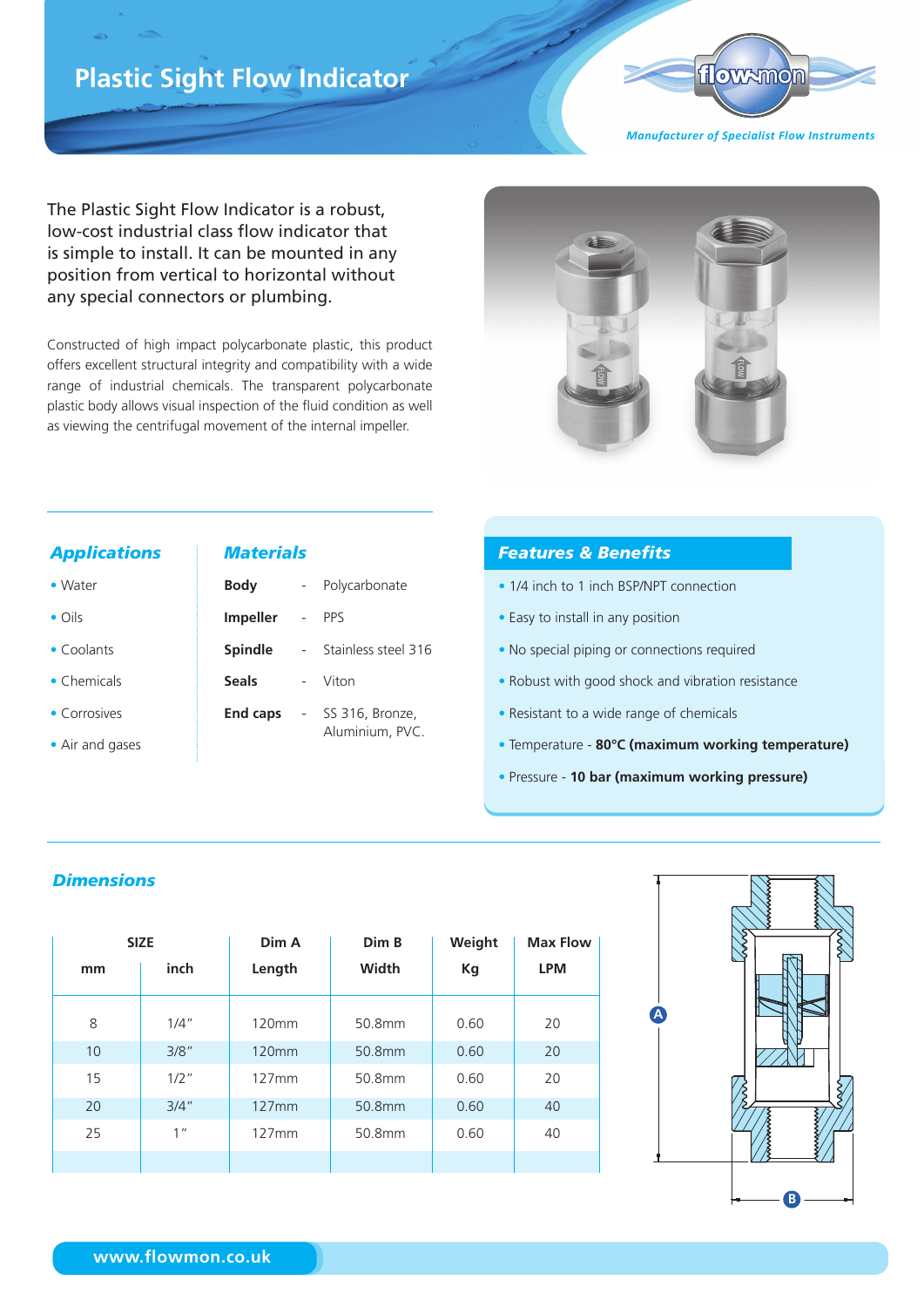# Plastic Sight Flow Indicator

*Manufacturer of Specialist Flow Instruments*

The Plastic Sight Flow Indicator is a robust, low-cost industrial class flow indicator that is simple to install. It can be mounted in any position from vertical to horizontal without any special connectors or plumbing.

Constructed of high impact polycarbonate plastic, this product offers excellent structural integrity and compatibility with a wide range of industrial chemicals. The transparent polycarbonate plastic body allows visual inspection of the fluid condition as well as viewing the centrifugal movement of the internal impeller.

## Applications

- Water
- Oils
- Coolants
- Chemicals
- Corrosives
- Air and gases

## Materials

| | | |
|---|---|---|
| **Body** | - | Polycarbonate |
| **Impeller** | - | PPS |
| **Spindle** | - | Stainless steel 316 |
| **Seals** | - | Viton |
| **End caps** | - | SS 316, Bronze, Aluminium, PVC. |

## Features & Benefits

- 1/4 inch to 1 inch BSP/NPT connection
- Easy to install in any position
- No special piping or connections required
- Robust with good shock and vibration resistance
- Resistant to a wide range of chemicals
- Temperature - **80°C (maximum working temperature)**
- Pressure - **10 bar (maximum working pressure)**

## Dimensions

| SIZE | | Dim A | Dim B | Weight | Max Flow |
|---|---|---|---|---|---|
| mm | inch | Length | Width | Kg | LPM |
| 8 | 1/4" | 120mm | 50.8mm | 0.60 | 20 |
| 10 | 3/8" | 120mm | 50.8mm | 0.60 | 20 |
| 15 | 1/2" | 127mm | 50.8mm | 0.60 | 20 |
| 20 | 3/4" | 127mm | 50.8mm | 0.60 | 40 |
| 25 | 1" | 127mm | 50.8mm | 0.60 | 40 |

www.flowmon.co.uk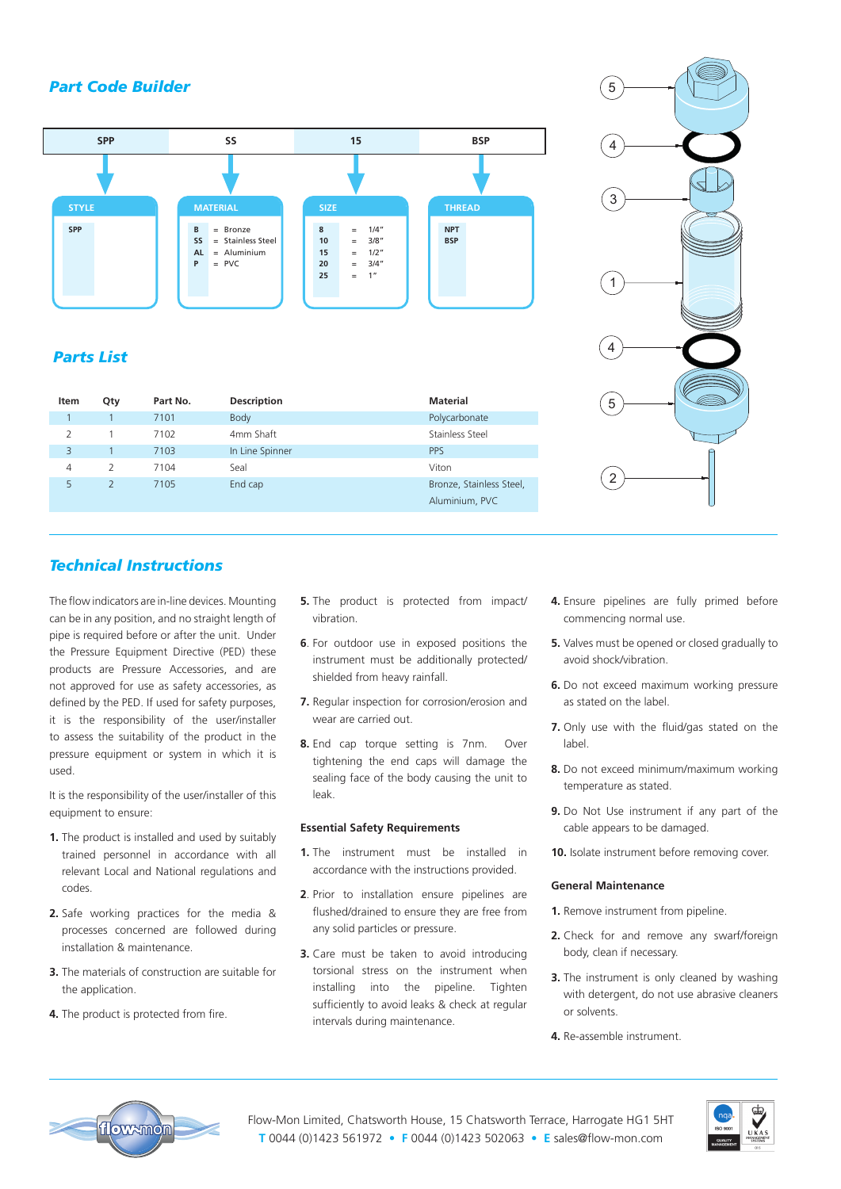## Part Code Builder

| SPP | SS | 15 | BSP |
|---|---|---|---|
| **STYLE** | **MATERIAL** | **SIZE** | **THREAD** |
| SPP | B = Bronze<br>SS = Stainless Steel<br>AL = Aluminium<br>P = PVC | 8 = 1/4"<br>10 = 3/8"<br>15 = 1/2"<br>20 = 3/4"<br>25 = 1" | NPT<br>BSP |

## Parts List

| Item | Qty | Part No. | Description | Material |
|---|---|---|---|---|
| 1 | 1 | 7101 | Body | Polycarbonate |
| 2 | 1 | 7102 | 4mm Shaft | Stainless Steel |
| 3 | 1 | 7103 | In Line Spinner | PPS |
| 4 | 2 | 7104 | Seal | Viton |
| 5 | 2 | 7105 | End cap | Bronze, Stainless Steel, Aluminium, PVC |

5
4
3
1
4
5
2

## Technical Instructions

The flow indicators are in-line devices. Mounting can be in any position, and no straight length of pipe is required before or after the unit. Under the Pressure Equipment Directive (PED) these products are Pressure Accessories, and are not approved for use as safety accessories, as defined by the PED. If used for safety purposes, it is the responsibility of the user/installer to assess the suitability of the product in the pressure equipment or system in which it is used.

It is the responsibility of the user/installer of this equipment to ensure:

1. The product is installed and used by suitably trained personnel in accordance with all relevant Local and National regulations and codes.
2. Safe working practices for the media & processes concerned are followed during installation & maintenance.
3. The materials of construction are suitable for the application.
4. The product is protected from fire.
5. The product is protected from impact/vibration.
6. For outdoor use in exposed positions the instrument must be additionally protected/shielded from heavy rainfall.
7. Regular inspection for corrosion/erosion and wear are carried out.
8. End cap torque setting is 7nm. Over tightening the end caps will damage the sealing face of the body causing the unit to leak.

### Essential Safety Requirements

1. The instrument must be installed in accordance with the instructions provided.
2. Prior to installation ensure pipelines are flushed/drained to ensure they are free from any solid particles or pressure.
3. Care must be taken to avoid introducing torsional stress on the instrument when installing into the pipeline. Tighten sufficiently to avoid leaks & check at regular intervals during maintenance.
4. Ensure pipelines are fully primed before commencing normal use.
5. Valves must be opened or closed gradually to avoid shock/vibration.
6. Do not exceed maximum working pressure as stated on the label.
7. Only use with the fluid/gas stated on the label.
8. Do not exceed minimum/maximum working temperature as stated.
9. Do Not Use instrument if any part of the cable appears to be damaged.
10. Isolate instrument before removing cover.

### General Maintenance

1. Remove instrument from pipeline.
2. Check for and remove any swarf/foreign body, clean if necessary.
3. The instrument is only cleaned by washing with detergent, do not use abrasive cleaners or solvents.
4. Re-assemble instrument.

flow-mon

Flow-Mon Limited, Chatsworth House, 15 Chatsworth Terrace, Harrogate HG1 5HT
**T** 0044 (0)1423 561972 • **F** 0044 (0)1423 502063 • **E** sales@flow-mon.com